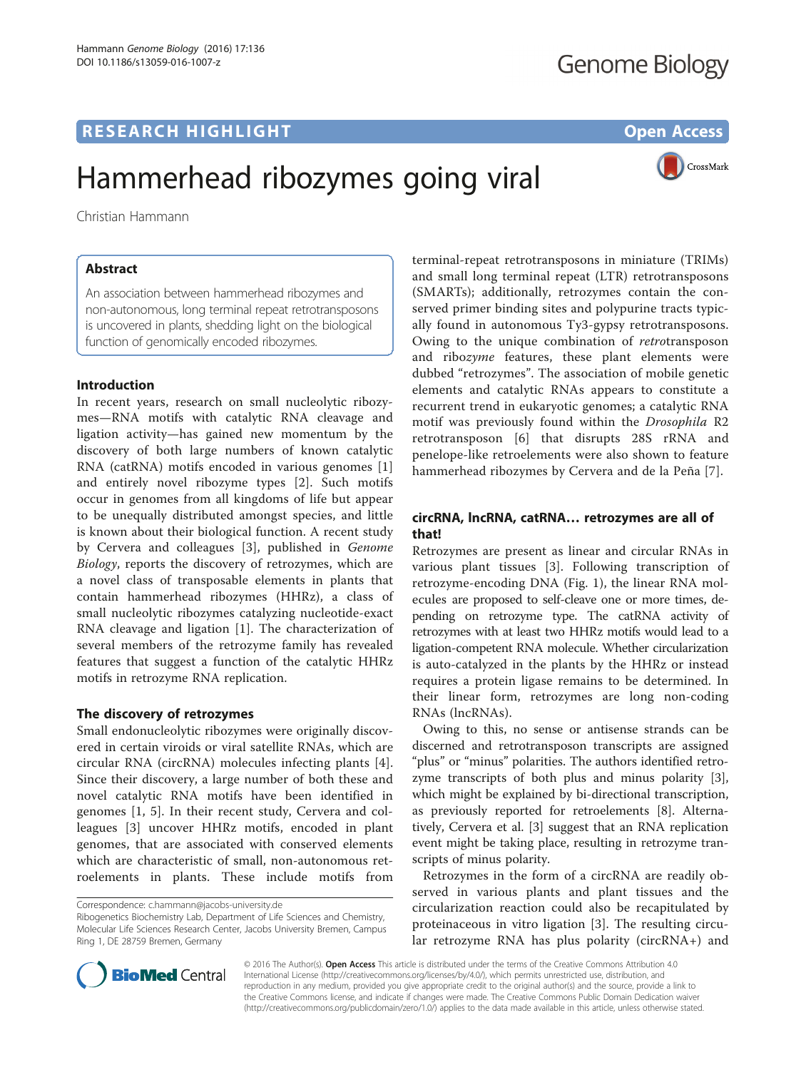RESEARCH HIGHLIGHT Open Access

# Hammerhead ribozymes going viral

Christian Hammann

## Abstract

An association between hammerhead ribozymes and non-autonomous, long terminal repeat retrotransposons is uncovered in plants, shedding light on the biological function of genomically encoded ribozymes.

## Introduction

In recent years, research on small nucleolytic ribozymes—RNA motifs with catalytic RNA cleavage and ligation activity—has gained new momentum by the discovery of both large numbers of known catalytic RNA (catRNA) motifs encoded in various genomes [1] and entirely novel ribozyme types [2]. Such motifs occur in genomes from all kingdoms of life but appear to be unequally distributed amongst species, and little is known about their biological function. A recent study by Cervera and colleagues [3], published in *Genome Biology*, reports the discovery of retrozymes, which are a novel class of transposable elements in plants that contain hammerhead ribozymes (HHRz), a class of small nucleolytic ribozymes catalyzing nucleotide-exact RNA cleavage and ligation [1]. The characterization of several members of the retrozyme family has revealed features that suggest a function of the catalytic HHRz motifs in retrozyme RNA replication.

## The discovery of retrozymes

Small endonucleolytic ribozymes were originally discovered in certain viroids or viral satellite RNAs, which are circular RNA (circRNA) molecules infecting plants [4]. Since their discovery, a large number of both these and novel catalytic RNA motifs have been identified in genomes [1, 5]. In their recent study, Cervera and colleagues [3] uncover HHRz motifs, encoded in plant genomes, that are associated with conserved elements which are characteristic of small, non-autonomous retroelements in plants. These include motifs from terminal-repeat retrotransposons in miniature (TRIMs) and small long terminal repeat (LTR) retrotransposons (SMARTs); additionally, retrozymes contain the conserved primer binding sites and polypurine tracts typically found in autonomous Ty3-gypsy retrotransposons. Owing to the unique combination of *retro*transposon and ribo*zyme* features, these plant elements were dubbed "retrozymes". The association of mobile genetic elements and catalytic RNAs appears to constitute a recurrent trend in eukaryotic genomes; a catalytic RNA motif was previously found within the *Drosophila* R2 retrotransposon [6] that disrupts 28S rRNA and penelope-like retroelements were also shown to feature hammerhead ribozymes by Cervera and de la Peña [7].

## circRNA, lncRNA, catRNA… retrozymes are all of that!

Retrozymes are present as linear and circular RNAs in various plant tissues [3]. Following transcription of retrozyme-encoding DNA (Fig. 1), the linear RNA molecules are proposed to self-cleave one or more times, depending on retrozyme type. The catRNA activity of retrozymes with at least two HHRz motifs would lead to a ligation-competent RNA molecule. Whether circularization is auto-catalyzed in the plants by the HHRz or instead requires a protein ligase remains to be determined. In their linear form, retrozymes are long non-coding RNAs (lncRNAs).

Owing to this, no sense or antisense strands can be discerned and retrotransposon transcripts are assigned "plus" or "minus" polarities. The authors identified retrozyme transcripts of both plus and minus polarity [3], which might be explained by bi-directional transcription, as previously reported for retroelements [8]. Alternatively, Cervera et al. [3] suggest that an RNA replication event might be taking place, resulting in retrozyme transcripts of minus polarity.

Retrozymes in the form of a circRNA are readily observed in various plants and plant tissues and the circularization reaction could also be recapitulated by proteinaceous in vitro ligation [3]. The resulting circular retrozyme RNA has plus polarity (circRNA+) and

Correspondence: c.hammann@jacobs-university.de
Ribogenetics Biochemistry Lab, Department of Life Sciences and Chemistry, Molecular Life Sciences Research Center, Jacobs University Bremen, Campus Ring 1, DE 28759 Bremen, Germany

© 2016 The Author(s). **Open Access** This article is distributed under the terms of the Creative Commons Attribution 4.0 International License (http://creativecommons.org/licenses/by/4.0/), which permits unrestricted use, distribution, and reproduction in any medium, provided you give appropriate credit to the original author(s) and the source, provide a link to the Creative Commons license, and indicate if changes were made. The Creative Commons Public Domain Dedication waiver (http://creativecommons.org/publicdomain/zero/1.0/) applies to the data made available in this article, unless otherwise stated.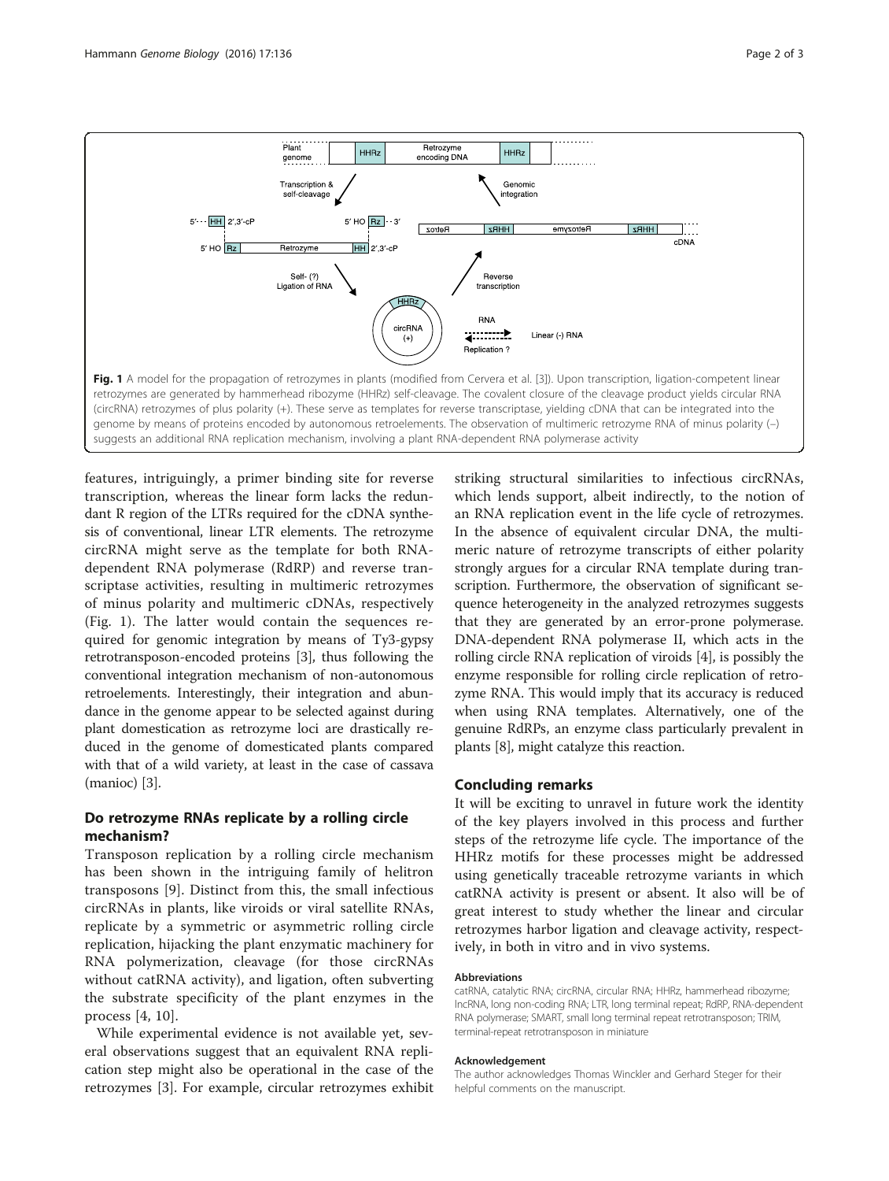**Fig. 1** A model for the propagation of retrozymes in plants (modified from Cervera et al. [3]). Upon transcription, ligation-competent linear retrozymes are generated by hammerhead ribozyme (HHRz) self-cleavage. The covalent closure of the cleavage product yields circular RNA (circRNA) retrozymes of plus polarity (+). These serve as templates for reverse transcriptase, yielding cDNA that can be integrated into the genome by means of proteins encoded by autonomous retroelements. The observation of multimeric retrozyme RNA of minus polarity (–) suggests an additional RNA replication mechanism, involving a plant RNA-dependent RNA polymerase activity

features, intriguingly, a primer binding site for reverse transcription, whereas the linear form lacks the redundant R region of the LTRs required for the cDNA synthesis of conventional, linear LTR elements. The retrozyme circRNA might serve as the template for both RNA-dependent RNA polymerase (RdRP) and reverse transcriptase activities, resulting in multimeric retrozymes of minus polarity and multimeric cDNAs, respectively (Fig. 1). The latter would contain the sequences required for genomic integration by means of Ty3-gypsy retrotransposon-encoded proteins [3], thus following the conventional integration mechanism of non-autonomous retroelements. Interestingly, their integration and abundance in the genome appear to be selected against during plant domestication as retrozyme loci are drastically reduced in the genome of domesticated plants compared with that of a wild variety, at least in the case of cassava (manioc) [3].

## Do retrozyme RNAs replicate by a rolling circle mechanism?

Transposon replication by a rolling circle mechanism has been shown in the intriguing family of helitron transposons [9]. Distinct from this, the small infectious circRNAs in plants, like viroids or viral satellite RNAs, replicate by a symmetric or asymmetric rolling circle replication, hijacking the plant enzymatic machinery for RNA polymerization, cleavage (for those circRNAs without catRNA activity), and ligation, often subverting the substrate specificity of the plant enzymes in the process [4, 10].

While experimental evidence is not available yet, several observations suggest that an equivalent RNA replication step might also be operational in the case of the retrozymes [3]. For example, circular retrozymes exhibit striking structural similarities to infectious circRNAs, which lends support, albeit indirectly, to the notion of an RNA replication event in the life cycle of retrozymes. In the absence of equivalent circular DNA, the multimeric nature of retrozyme transcripts of either polarity strongly argues for a circular RNA template during transcription. Furthermore, the observation of significant sequence heterogeneity in the analyzed retrozymes suggests that they are generated by an error-prone polymerase. DNA-dependent RNA polymerase II, which acts in the rolling circle RNA replication of viroids [4], is possibly the enzyme responsible for rolling circle replication of retrozyme RNA. This would imply that its accuracy is reduced when using RNA templates. Alternatively, one of the genuine RdRPs, an enzyme class particularly prevalent in plants [8], might catalyze this reaction.

## Concluding remarks

It will be exciting to unravel in future work the identity of the key players involved in this process and further steps of the retrozyme life cycle. The importance of the HHRz motifs for these processes might be addressed using genetically traceable retrozyme variants in which catRNA activity is present or absent. It also will be of great interest to study whether the linear and circular retrozymes harbor ligation and cleavage activity, respectively, in both in vitro and in vivo systems.

#### Abbreviations

catRNA, catalytic RNA; circRNA, circular RNA; HHRz, hammerhead ribozyme; lncRNA, long non-coding RNA; LTR, long terminal repeat; RdRP, RNA-dependent RNA polymerase; SMART, small long terminal repeat retrotransposon; TRIM, terminal-repeat retrotransposon in miniature

#### Acknowledgement

The author acknowledges Thomas Winckler and Gerhard Steger for their helpful comments on the manuscript.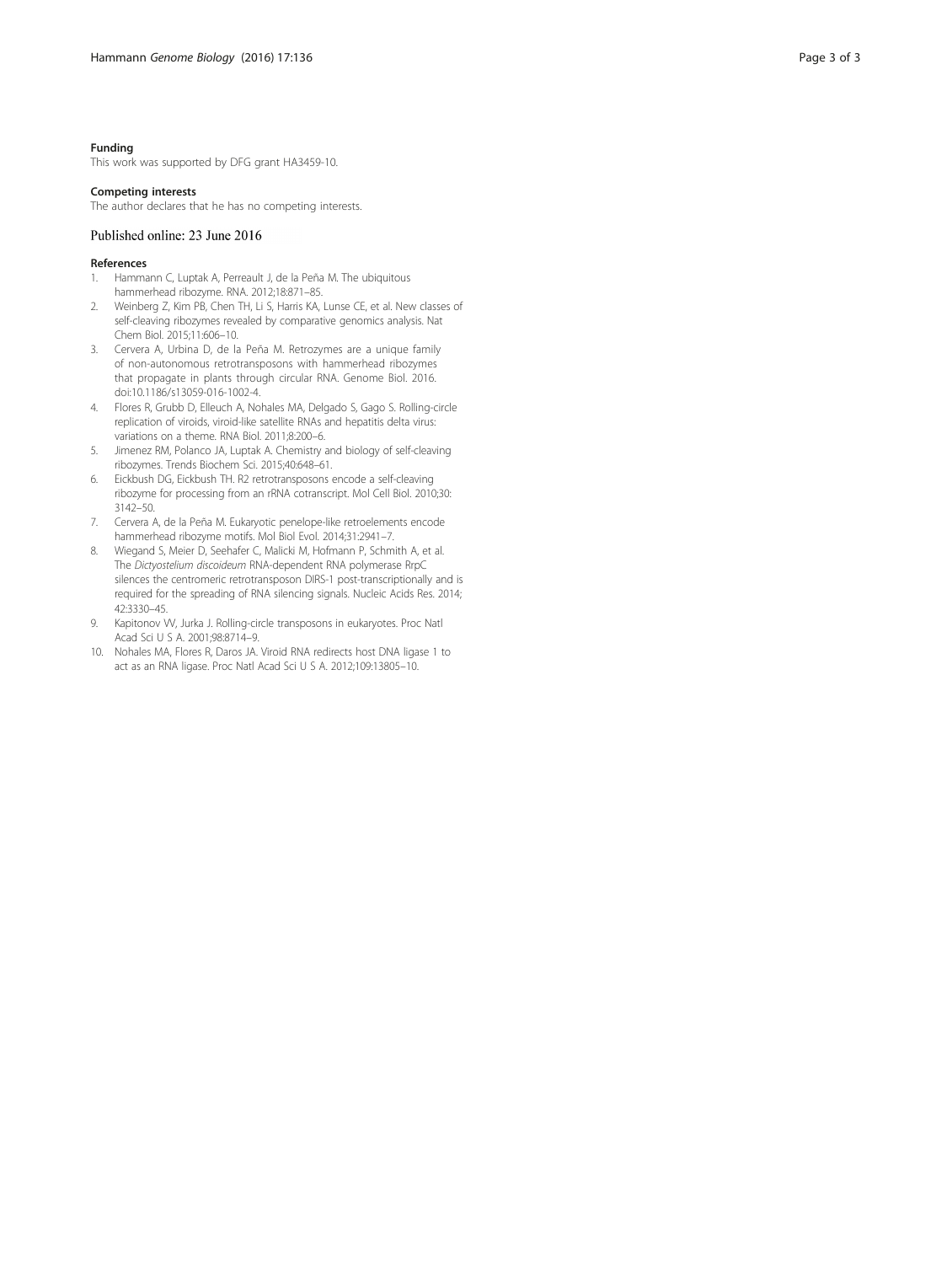#### Funding

This work was supported by DFG grant HA3459-10.

#### Competing interests

The author declares that he has no competing interests.

Published online: 23 June 2016

#### References

1. Hammann C, Luptak A, Perreault J, de la Peña M. The ubiquitous hammerhead ribozyme. RNA. 2012;18:871–85.
2. Weinberg Z, Kim PB, Chen TH, Li S, Harris KA, Lunse CE, et al. New classes of self-cleaving ribozymes revealed by comparative genomics analysis. Nat Chem Biol. 2015;11:606–10.
3. Cervera A, Urbina D, de la Peña M. Retrozymes are a unique family of non-autonomous retrotransposons with hammerhead ribozymes that propagate in plants through circular RNA. Genome Biol. 2016. doi:10.1186/s13059-016-1002-4.
4. Flores R, Grubb D, Elleuch A, Nohales MA, Delgado S, Gago S. Rolling-circle replication of viroids, viroid-like satellite RNAs and hepatitis delta virus: variations on a theme. RNA Biol. 2011;8:200–6.
5. Jimenez RM, Polanco JA, Luptak A. Chemistry and biology of self-cleaving ribozymes. Trends Biochem Sci. 2015;40:648–61.
6. Eickbush DG, Eickbush TH. R2 retrotransposons encode a self-cleaving ribozyme for processing from an rRNA cotranscript. Mol Cell Biol. 2010;30:3142–50.
7. Cervera A, de la Peña M. Eukaryotic penelope-like retroelements encode hammerhead ribozyme motifs. Mol Biol Evol. 2014;31:2941–7.
8. Wiegand S, Meier D, Seehafer C, Malicki M, Hofmann P, Schmith A, et al. The *Dictyostelium discoideum* RNA-dependent RNA polymerase RrpC silences the centromeric retrotransposon DIRS-1 post-transcriptionally and is required for the spreading of RNA silencing signals. Nucleic Acids Res. 2014;42:3330–45.
9. Kapitonov VV, Jurka J. Rolling-circle transposons in eukaryotes. Proc Natl Acad Sci U S A. 2001;98:8714–9.
10. Nohales MA, Flores R, Daros JA. Viroid RNA redirects host DNA ligase 1 to act as an RNA ligase. Proc Natl Acad Sci U S A. 2012;109:13805–10.